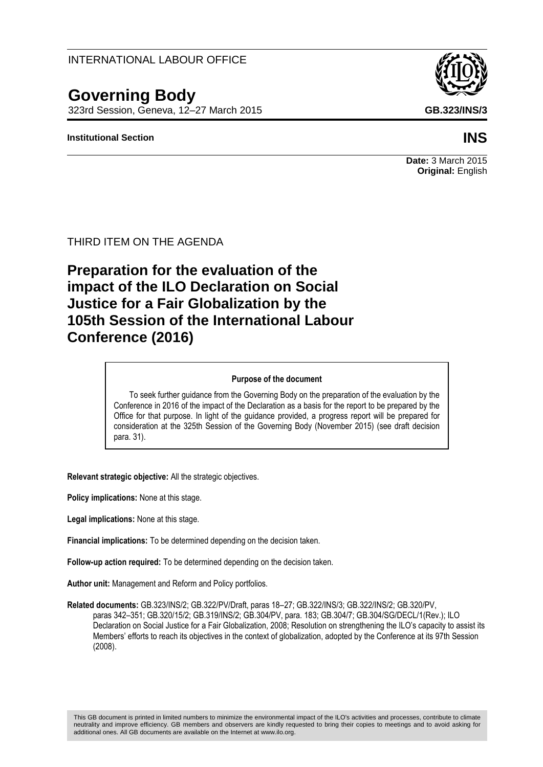INTERNATIONAL LABOUR OFFICE

# Governing Body

323rd Session, Geneva, 12–27 March 2015

**GB.323/INS/3**

**Institutional Section**

**INS**

**Date:** 3 March 2015
**Original:** English

THIRD ITEM ON THE AGENDA

## Preparation for the evaluation of the impact of the ILO Declaration on Social Justice for a Fair Globalization by the 105th Session of the International Labour Conference (2016)

**Purpose of the document**

To seek further guidance from the Governing Body on the preparation of the evaluation by the Conference in 2016 of the impact of the Declaration as a basis for the report to be prepared by the Office for that purpose. In light of the guidance provided, a progress report will be prepared for consideration at the 325th Session of the Governing Body (November 2015) (see draft decision para. 31).

**Relevant strategic objective:** All the strategic objectives.

**Policy implications:** None at this stage.

**Legal implications:** None at this stage.

**Financial implications:** To be determined depending on the decision taken.

**Follow-up action required:** To be determined depending on the decision taken.

**Author unit:** Management and Reform and Policy portfolios.

**Related documents:** GB.323/INS/2; GB.322/PV/Draft, paras 18–27; GB.322/INS/3; GB.322/INS/2; GB.320/PV, paras 342–351; GB.320/15/2; GB.319/INS/2; GB.304/PV, para. 183; GB.304/7; GB.304/SG/DECL/1(Rev.); ILO Declaration on Social Justice for a Fair Globalization, 2008; Resolution on strengthening the ILO's capacity to assist its Members' efforts to reach its objectives in the context of globalization, adopted by the Conference at its 97th Session (2008).

This GB document is printed in limited numbers to minimize the environmental impact of the ILO's activities and processes, contribute to climate neutrality and improve efficiency. GB members and observers are kindly requested to bring their copies to meetings and to avoid asking for additional ones. All GB documents are available on the Internet at www.ilo.org.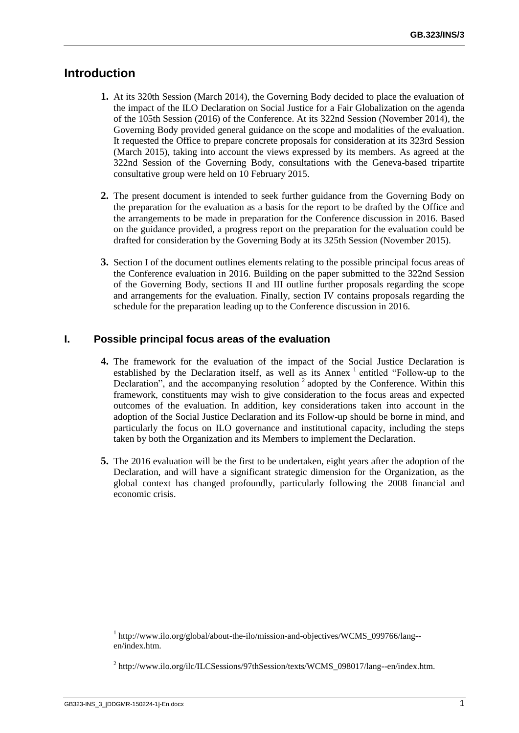## Introduction

**1.** At its 320th Session (March 2014), the Governing Body decided to place the evaluation of the impact of the ILO Declaration on Social Justice for a Fair Globalization on the agenda of the 105th Session (2016) of the Conference. At its 322nd Session (November 2014), the Governing Body provided general guidance on the scope and modalities of the evaluation. It requested the Office to prepare concrete proposals for consideration at its 323rd Session (March 2015), taking into account the views expressed by its members. As agreed at the 322nd Session of the Governing Body, consultations with the Geneva-based tripartite consultative group were held on 10 February 2015.

**2.** The present document is intended to seek further guidance from the Governing Body on the preparation for the evaluation as a basis for the report to be drafted by the Office and the arrangements to be made in preparation for the Conference discussion in 2016. Based on the guidance provided, a progress report on the preparation for the evaluation could be drafted for consideration by the Governing Body at its 325th Session (November 2015).

**3.** Section I of the document outlines elements relating to the possible principal focus areas of the Conference evaluation in 2016. Building on the paper submitted to the 322nd Session of the Governing Body, sections II and III outline further proposals regarding the scope and arrangements for the evaluation. Finally, section IV contains proposals regarding the schedule for the preparation leading up to the Conference discussion in 2016.

## I. Possible principal focus areas of the evaluation

**4.** The framework for the evaluation of the impact of the Social Justice Declaration is established by the Declaration itself, as well as its Annex [1] entitled "Follow-up to the Declaration", and the accompanying resolution [2] adopted by the Conference. Within this framework, constituents may wish to give consideration to the focus areas and expected outcomes of the evaluation. In addition, key considerations taken into account in the adoption of the Social Justice Declaration and its Follow-up should be borne in mind, and particularly the focus on ILO governance and institutional capacity, including the steps taken by both the Organization and its Members to implement the Declaration.

**5.** The 2016 evaluation will be the first to be undertaken, eight years after the adoption of the Declaration, and will have a significant strategic dimension for the Organization, as the global context has changed profoundly, particularly following the 2008 financial and economic crisis.

---

[1] http://www.ilo.org/global/about-the-ilo/mission-and-objectives/WCMS_099766/lang--en/index.htm.

[2] http://www.ilo.org/ilc/ILCSessions/97thSession/texts/WCMS_098017/lang--en/index.htm.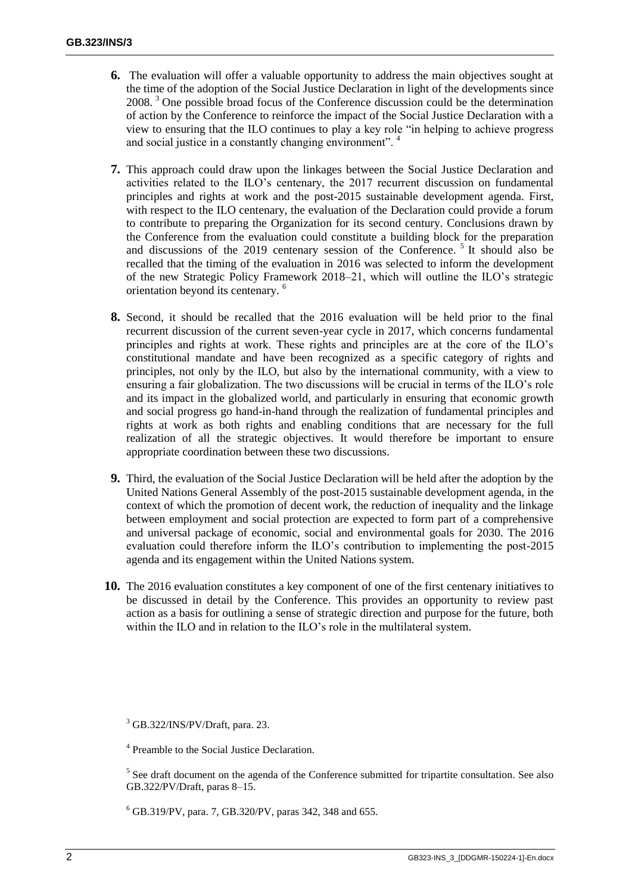**6.** The evaluation will offer a valuable opportunity to address the main objectives sought at the time of the adoption of the Social Justice Declaration in light of the developments since 2008. [3] One possible broad focus of the Conference discussion could be the determination of action by the Conference to reinforce the impact of the Social Justice Declaration with a view to ensuring that the ILO continues to play a key role "in helping to achieve progress and social justice in a constantly changing environment". [4]

**7.** This approach could draw upon the linkages between the Social Justice Declaration and activities related to the ILO's centenary, the 2017 recurrent discussion on fundamental principles and rights at work and the post-2015 sustainable development agenda. First, with respect to the ILO centenary, the evaluation of the Declaration could provide a forum to contribute to preparing the Organization for its second century. Conclusions drawn by the Conference from the evaluation could constitute a building block for the preparation and discussions of the 2019 centenary session of the Conference. [5] It should also be recalled that the timing of the evaluation in 2016 was selected to inform the development of the new Strategic Policy Framework 2018–21, which will outline the ILO's strategic orientation beyond its centenary. [6]

**8.** Second, it should be recalled that the 2016 evaluation will be held prior to the final recurrent discussion of the current seven-year cycle in 2017, which concerns fundamental principles and rights at work. These rights and principles are at the core of the ILO's constitutional mandate and have been recognized as a specific category of rights and principles, not only by the ILO, but also by the international community, with a view to ensuring a fair globalization. The two discussions will be crucial in terms of the ILO's role and its impact in the globalized world, and particularly in ensuring that economic growth and social progress go hand-in-hand through the realization of fundamental principles and rights at work as both rights and enabling conditions that are necessary for the full realization of all the strategic objectives. It would therefore be important to ensure appropriate coordination between these two discussions.

**9.** Third, the evaluation of the Social Justice Declaration will be held after the adoption by the United Nations General Assembly of the post-2015 sustainable development agenda, in the context of which the promotion of decent work, the reduction of inequality and the linkage between employment and social protection are expected to form part of a comprehensive and universal package of economic, social and environmental goals for 2030. The 2016 evaluation could therefore inform the ILO's contribution to implementing the post-2015 agenda and its engagement within the United Nations system.

**10.** The 2016 evaluation constitutes a key component of one of the first centenary initiatives to be discussed in detail by the Conference. This provides an opportunity to review past action as a basis for outlining a sense of strategic direction and purpose for the future, both within the ILO and in relation to the ILO's role in the multilateral system.

[3] GB.322/INS/PV/Draft, para. 23.

[4] Preamble to the Social Justice Declaration.

[5] See draft document on the agenda of the Conference submitted for tripartite consultation. See also GB.322/PV/Draft, paras 8–15.

[6] GB.319/PV, para. 7, GB.320/PV, paras 342, 348 and 655.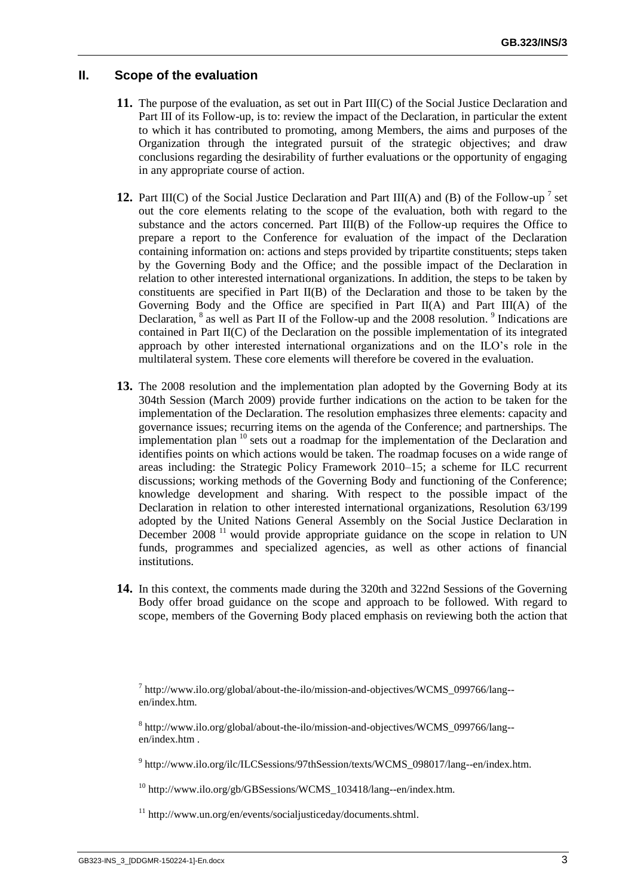## II. Scope of the evaluation

**11.** The purpose of the evaluation, as set out in Part III(C) of the Social Justice Declaration and Part III of its Follow-up, is to: review the impact of the Declaration, in particular the extent to which it has contributed to promoting, among Members, the aims and purposes of the Organization through the integrated pursuit of the strategic objectives; and draw conclusions regarding the desirability of further evaluations or the opportunity of engaging in any appropriate course of action.

**12.** Part III(C) of the Social Justice Declaration and Part III(A) and (B) of the Follow-up [7] set out the core elements relating to the scope of the evaluation, both with regard to the substance and the actors concerned. Part III(B) of the Follow-up requires the Office to prepare a report to the Conference for evaluation of the impact of the Declaration containing information on: actions and steps provided by tripartite constituents; steps taken by the Governing Body and the Office; and the possible impact of the Declaration in relation to other interested international organizations. In addition, the steps to be taken by constituents are specified in Part II(B) of the Declaration and those to be taken by the Governing Body and the Office are specified in Part II(A) and Part III(A) of the Declaration, [8] as well as Part II of the Follow-up and the 2008 resolution. [9] Indications are contained in Part II(C) of the Declaration on the possible implementation of its integrated approach by other interested international organizations and on the ILO's role in the multilateral system. These core elements will therefore be covered in the evaluation.

**13.** The 2008 resolution and the implementation plan adopted by the Governing Body at its 304th Session (March 2009) provide further indications on the action to be taken for the implementation of the Declaration. The resolution emphasizes three elements: capacity and governance issues; recurring items on the agenda of the Conference; and partnerships. The implementation plan [10] sets out a roadmap for the implementation of the Declaration and identifies points on which actions would be taken. The roadmap focuses on a wide range of areas including: the Strategic Policy Framework 2010–15; a scheme for ILC recurrent discussions; working methods of the Governing Body and functioning of the Conference; knowledge development and sharing. With respect to the possible impact of the Declaration in relation to other interested international organizations, Resolution 63/199 adopted by the United Nations General Assembly on the Social Justice Declaration in December 2008 [11] would provide appropriate guidance on the scope in relation to UN funds, programmes and specialized agencies, as well as other actions of financial institutions.

**14.** In this context, the comments made during the 320th and 322nd Sessions of the Governing Body offer broad guidance on the scope and approach to be followed. With regard to scope, members of the Governing Body placed emphasis on reviewing both the action that

---

[7] http://www.ilo.org/global/about-the-ilo/mission-and-objectives/WCMS_099766/lang--en/index.htm.

[8] http://www.ilo.org/global/about-the-ilo/mission-and-objectives/WCMS_099766/lang--en/index.htm .

[9] http://www.ilo.org/ilc/ILCSessions/97thSession/texts/WCMS_098017/lang--en/index.htm.

[10] http://www.ilo.org/gb/GBSessions/WCMS_103418/lang--en/index.htm.

[11] http://www.un.org/en/events/socialjusticeday/documents.shtml.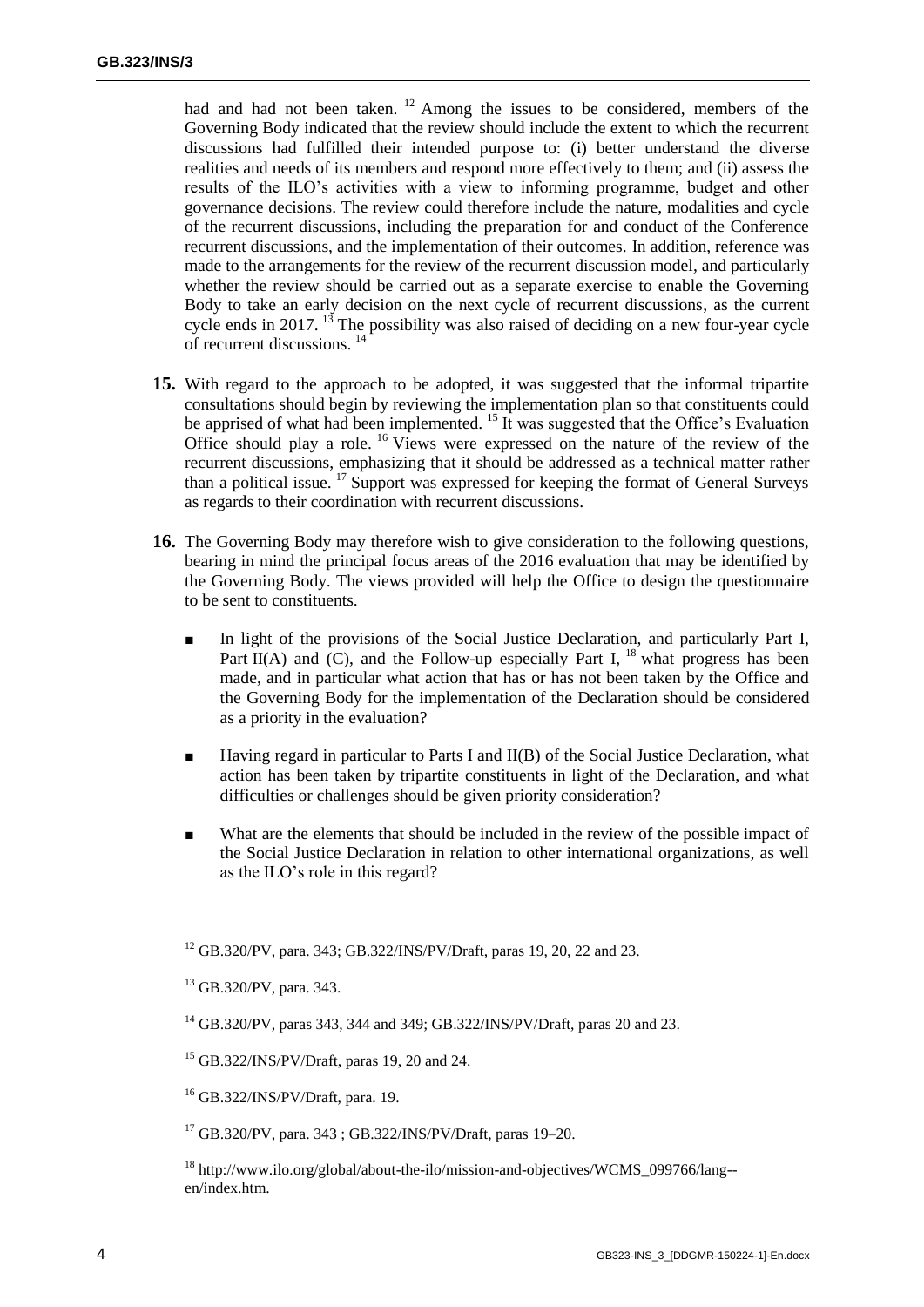had and had not been taken. [12] Among the issues to be considered, members of the Governing Body indicated that the review should include the extent to which the recurrent discussions had fulfilled their intended purpose to: (i) better understand the diverse realities and needs of its members and respond more effectively to them; and (ii) assess the results of the ILO's activities with a view to informing programme, budget and other governance decisions. The review could therefore include the nature, modalities and cycle of the recurrent discussions, including the preparation for and conduct of the Conference recurrent discussions, and the implementation of their outcomes. In addition, reference was made to the arrangements for the review of the recurrent discussion model, and particularly whether the review should be carried out as a separate exercise to enable the Governing Body to take an early decision on the next cycle of recurrent discussions, as the current cycle ends in 2017. [13] The possibility was also raised of deciding on a new four-year cycle of recurrent discussions. [14]

**15.** With regard to the approach to be adopted, it was suggested that the informal tripartite consultations should begin by reviewing the implementation plan so that constituents could be apprised of what had been implemented. [15] It was suggested that the Office's Evaluation Office should play a role. [16] Views were expressed on the nature of the review of the recurrent discussions, emphasizing that it should be addressed as a technical matter rather than a political issue. [17] Support was expressed for keeping the format of General Surveys as regards to their coordination with recurrent discussions.

**16.** The Governing Body may therefore wish to give consideration to the following questions, bearing in mind the principal focus areas of the 2016 evaluation that may be identified by the Governing Body. The views provided will help the Office to design the questionnaire to be sent to constituents.

- In light of the provisions of the Social Justice Declaration, and particularly Part I, Part II(A) and (C), and the Follow-up especially Part I, [18] what progress has been made, and in particular what action that has or has not been taken by the Office and the Governing Body for the implementation of the Declaration should be considered as a priority in the evaluation?

- Having regard in particular to Parts I and II(B) of the Social Justice Declaration, what action has been taken by tripartite constituents in light of the Declaration, and what difficulties or challenges should be given priority consideration?

- What are the elements that should be included in the review of the possible impact of the Social Justice Declaration in relation to other international organizations, as well as the ILO's role in this regard?

[12] GB.320/PV, para. 343; GB.322/INS/PV/Draft, paras 19, 20, 22 and 23.

[13] GB.320/PV, para. 343.

[14] GB.320/PV, paras 343, 344 and 349; GB.322/INS/PV/Draft, paras 20 and 23.

[15] GB.322/INS/PV/Draft, paras 19, 20 and 24.

[16] GB.322/INS/PV/Draft, para. 19.

[17] GB.320/PV, para. 343 ; GB.322/INS/PV/Draft, paras 19–20.

[18] http://www.ilo.org/global/about-the-ilo/mission-and-objectives/WCMS_099766/lang--en/index.htm.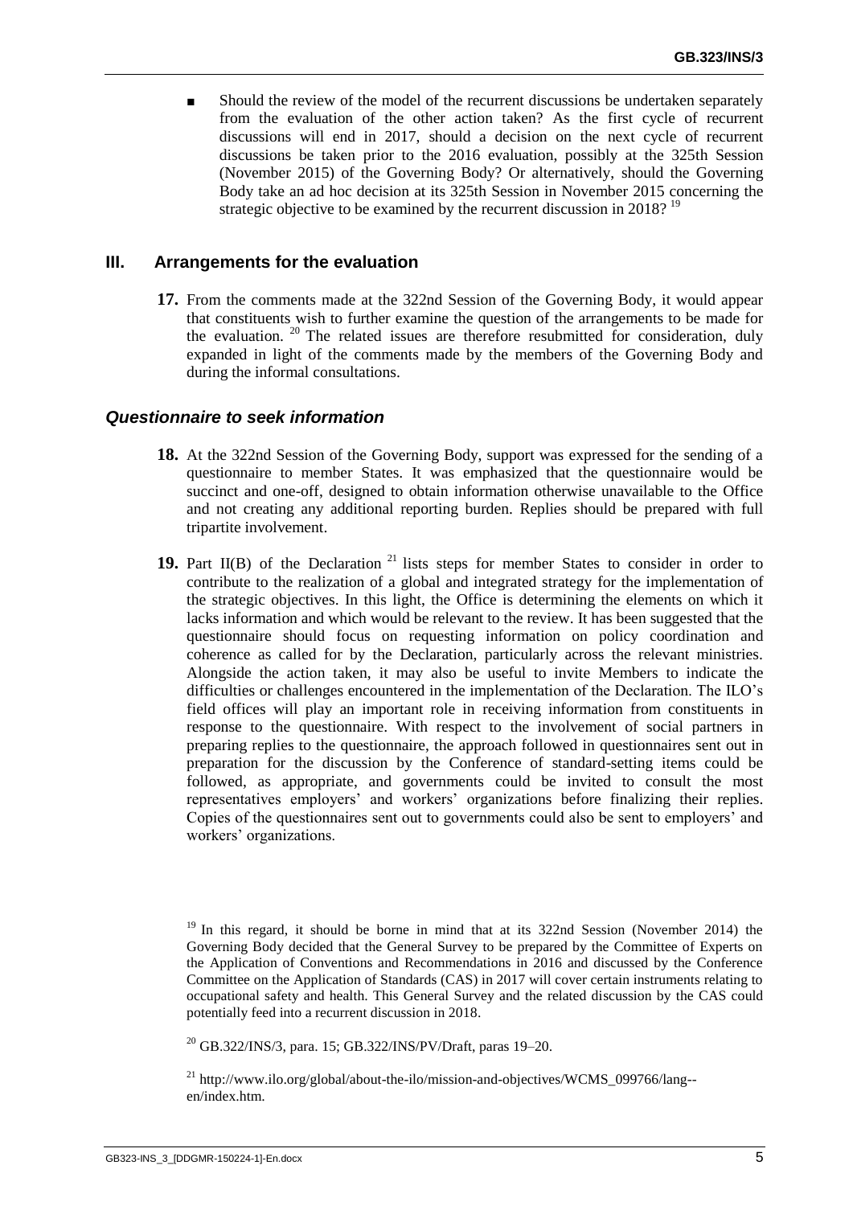- Should the review of the model of the recurrent discussions be undertaken separately from the evaluation of the other action taken? As the first cycle of recurrent discussions will end in 2017, should a decision on the next cycle of recurrent discussions be taken prior to the 2016 evaluation, possibly at the 325th Session (November 2015) of the Governing Body? Or alternatively, should the Governing Body take an ad hoc decision at its 325th Session in November 2015 concerning the strategic objective to be examined by the recurrent discussion in 2018? [19]

## III. Arrangements for the evaluation

**17.** From the comments made at the 322nd Session of the Governing Body, it would appear that constituents wish to further examine the question of the arrangements to be made for the evaluation. [20] The related issues are therefore resubmitted for consideration, duly expanded in light of the comments made by the members of the Governing Body and during the informal consultations.

### *Questionnaire to seek information*

**18.** At the 322nd Session of the Governing Body, support was expressed for the sending of a questionnaire to member States. It was emphasized that the questionnaire would be succinct and one-off, designed to obtain information otherwise unavailable to the Office and not creating any additional reporting burden. Replies should be prepared with full tripartite involvement.

**19.** Part II(B) of the Declaration [21] lists steps for member States to consider in order to contribute to the realization of a global and integrated strategy for the implementation of the strategic objectives. In this light, the Office is determining the elements on which it lacks information and which would be relevant to the review. It has been suggested that the questionnaire should focus on requesting information on policy coordination and coherence as called for by the Declaration, particularly across the relevant ministries. Alongside the action taken, it may also be useful to invite Members to indicate the difficulties or challenges encountered in the implementation of the Declaration. The ILO's field offices will play an important role in receiving information from constituents in response to the questionnaire. With respect to the involvement of social partners in preparing replies to the questionnaire, the approach followed in questionnaires sent out in preparation for the discussion by the Conference of standard-setting items could be followed, as appropriate, and governments could be invited to consult the most representatives employers' and workers' organizations before finalizing their replies. Copies of the questionnaires sent out to governments could also be sent to employers' and workers' organizations.

---

[19] In this regard, it should be borne in mind that at its 322nd Session (November 2014) the Governing Body decided that the General Survey to be prepared by the Committee of Experts on the Application of Conventions and Recommendations in 2016 and discussed by the Conference Committee on the Application of Standards (CAS) in 2017 will cover certain instruments relating to occupational safety and health. This General Survey and the related discussion by the CAS could potentially feed into a recurrent discussion in 2018.

[20] GB.322/INS/3, para. 15; GB.322/INS/PV/Draft, paras 19–20.

[21] http://www.ilo.org/global/about-the-ilo/mission-and-objectives/WCMS_099766/lang--en/index.htm.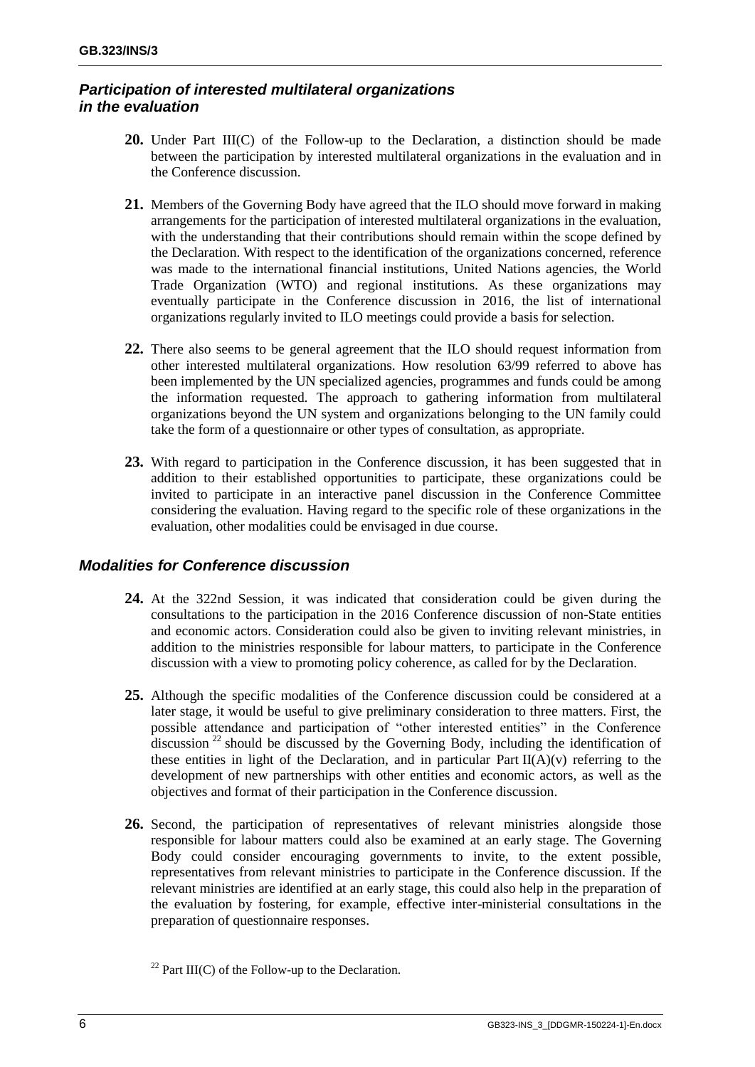### *Participation of interested multilateral organizations in the evaluation*

**20.** Under Part III(C) of the Follow-up to the Declaration, a distinction should be made between the participation by interested multilateral organizations in the evaluation and in the Conference discussion.

**21.** Members of the Governing Body have agreed that the ILO should move forward in making arrangements for the participation of interested multilateral organizations in the evaluation, with the understanding that their contributions should remain within the scope defined by the Declaration. With respect to the identification of the organizations concerned, reference was made to the international financial institutions, United Nations agencies, the World Trade Organization (WTO) and regional institutions. As these organizations may eventually participate in the Conference discussion in 2016, the list of international organizations regularly invited to ILO meetings could provide a basis for selection.

**22.** There also seems to be general agreement that the ILO should request information from other interested multilateral organizations. How resolution 63/99 referred to above has been implemented by the UN specialized agencies, programmes and funds could be among the information requested. The approach to gathering information from multilateral organizations beyond the UN system and organizations belonging to the UN family could take the form of a questionnaire or other types of consultation, as appropriate.

**23.** With regard to participation in the Conference discussion, it has been suggested that in addition to their established opportunities to participate, these organizations could be invited to participate in an interactive panel discussion in the Conference Committee considering the evaluation. Having regard to the specific role of these organizations in the evaluation, other modalities could be envisaged in due course.

### *Modalities for Conference discussion*

**24.** At the 322nd Session, it was indicated that consideration could be given during the consultations to the participation in the 2016 Conference discussion of non-State entities and economic actors. Consideration could also be given to inviting relevant ministries, in addition to the ministries responsible for labour matters, to participate in the Conference discussion with a view to promoting policy coherence, as called for by the Declaration.

**25.** Although the specific modalities of the Conference discussion could be considered at a later stage, it would be useful to give preliminary consideration to three matters. First, the possible attendance and participation of "other interested entities" in the Conference discussion [22] should be discussed by the Governing Body, including the identification of these entities in light of the Declaration, and in particular Part II(A)(v) referring to the development of new partnerships with other entities and economic actors, as well as the objectives and format of their participation in the Conference discussion.

**26.** Second, the participation of representatives of relevant ministries alongside those responsible for labour matters could also be examined at an early stage. The Governing Body could consider encouraging governments to invite, to the extent possible, representatives from relevant ministries to participate in the Conference discussion. If the relevant ministries are identified at an early stage, this could also help in the preparation of the evaluation by fostering, for example, effective inter-ministerial consultations in the preparation of questionnaire responses.

[22] Part III(C) of the Follow-up to the Declaration.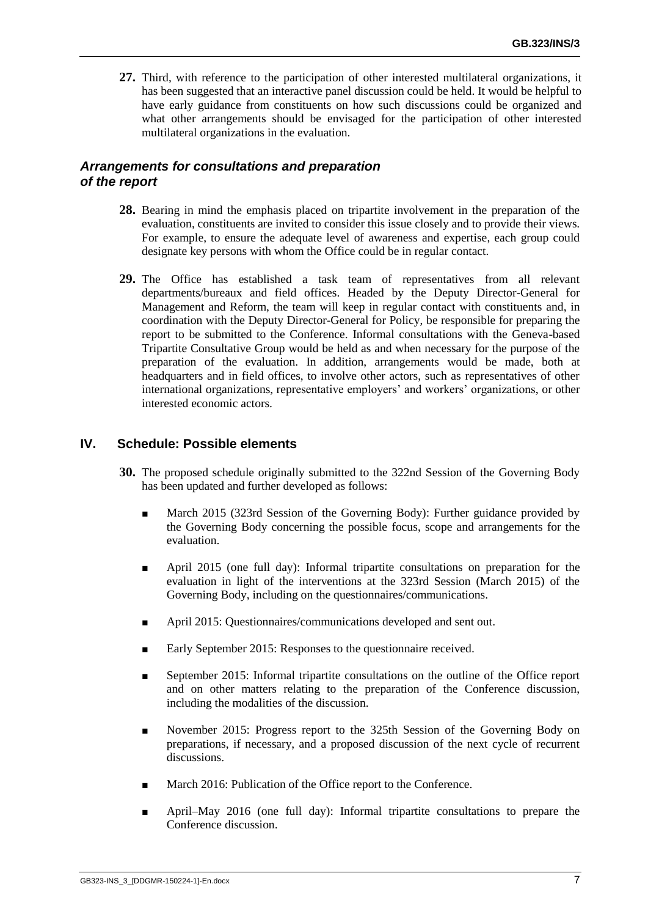**27.** Third, with reference to the participation of other interested multilateral organizations, it has been suggested that an interactive panel discussion could be held. It would be helpful to have early guidance from constituents on how such discussions could be organized and what other arrangements should be envisaged for the participation of other interested multilateral organizations in the evaluation.

### *Arrangements for consultations and preparation of the report*

**28.** Bearing in mind the emphasis placed on tripartite involvement in the preparation of the evaluation, constituents are invited to consider this issue closely and to provide their views. For example, to ensure the adequate level of awareness and expertise, each group could designate key persons with whom the Office could be in regular contact.

**29.** The Office has established a task team of representatives from all relevant departments/bureaux and field offices. Headed by the Deputy Director-General for Management and Reform, the team will keep in regular contact with constituents and, in coordination with the Deputy Director-General for Policy, be responsible for preparing the report to be submitted to the Conference. Informal consultations with the Geneva-based Tripartite Consultative Group would be held as and when necessary for the purpose of the preparation of the evaluation. In addition, arrangements would be made, both at headquarters and in field offices, to involve other actors, such as representatives of other international organizations, representative employers' and workers' organizations, or other interested economic actors.

## IV. Schedule: Possible elements

**30.** The proposed schedule originally submitted to the 322nd Session of the Governing Body has been updated and further developed as follows:

- March 2015 (323rd Session of the Governing Body): Further guidance provided by the Governing Body concerning the possible focus, scope and arrangements for the evaluation.
- April 2015 (one full day): Informal tripartite consultations on preparation for the evaluation in light of the interventions at the 323rd Session (March 2015) of the Governing Body, including on the questionnaires/communications.
- April 2015: Questionnaires/communications developed and sent out.
- Early September 2015: Responses to the questionnaire received.
- September 2015: Informal tripartite consultations on the outline of the Office report and on other matters relating to the preparation of the Conference discussion, including the modalities of the discussion.
- November 2015: Progress report to the 325th Session of the Governing Body on preparations, if necessary, and a proposed discussion of the next cycle of recurrent discussions.
- March 2016: Publication of the Office report to the Conference.
- April–May 2016 (one full day): Informal tripartite consultations to prepare the Conference discussion.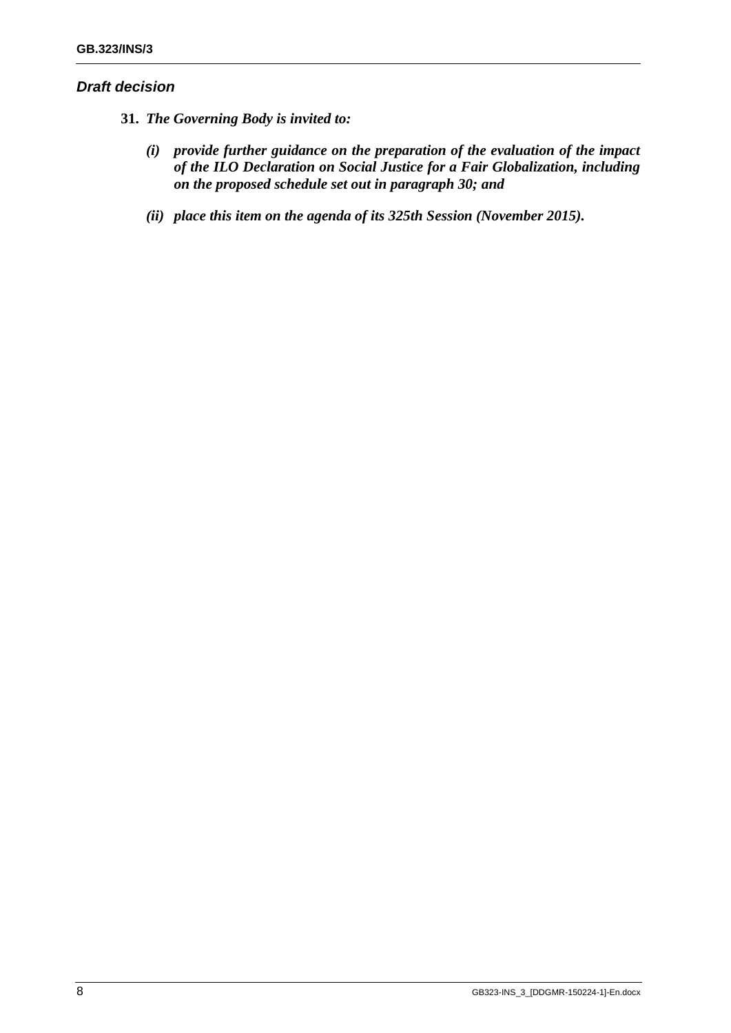### *Draft decision*

**31.** ***The Governing Body is invited to:***

   ***(i)*** ***provide further guidance on the preparation of the evaluation of the impact of the ILO Declaration on Social Justice for a Fair Globalization, including on the proposed schedule set out in paragraph 30; and***

   ***(ii)*** ***place this item on the agenda of its 325th Session (November 2015).***